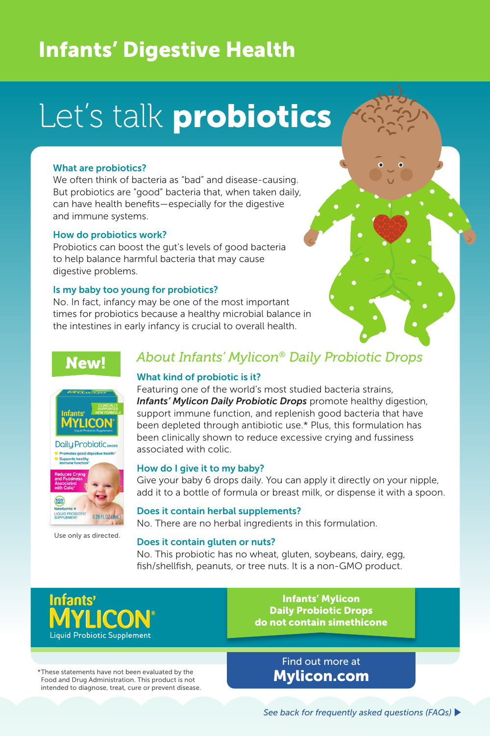# Infants' Digestive Health

## Let's talk **probiotics**

### What are probiotics?

We often think of bacteria as "bad" and disease-causing. But probiotics are "good" bacteria that, when taken daily, can have health benefits—especially for the digestive and immune systems.

### How do probiotics work?

Probiotics can boost the gut's levels of good bacteria to help balance harmful bacteria that may cause digestive problems.

### Is my baby too young for probiotics?

No. In fact, infancy may be one of the most important times for probiotics because a healthy microbial balance in the intestines in early infancy is crucial to overall health.

**New!**

Use only as directed.

## *About Infants' Mylicon® Daily Probiotic Drops*

### What kind of probiotic is it?

Featuring one of the world's most studied bacteria strains, ***Infants' Mylicon Daily Probiotic Drops*** promote healthy digestion, support immune function, and replenish good bacteria that have been depleted through antibiotic use.* Plus, this formulation has been clinically shown to reduce excessive crying and fussiness associated with colic.

### How do I give it to my baby?

Give your baby 6 drops daily. You can apply it directly on your nipple, add it to a bottle of formula or breast milk, or dispense it with a spoon.

### Does it contain herbal supplements?

No. There are no herbal ingredients in this formulation.

### Does it contain gluten or nuts?

No. This probiotic has no wheat, gluten, soybeans, dairy, egg, fish/shellfish, peanuts, or tree nuts. It is a non-GMO product.

**Infants' MYLICON®**
Liquid Probiotic Supplement

**Infants' Mylicon Daily Probiotic Drops do not contain simethicone**

*These statements have not been evaluated by the Food and Drug Administration. This product is not intended to diagnose, treat, cure or prevent disease.

Find out more at **Mylicon.com**

*See back for frequently asked questions (FAQs)* ▶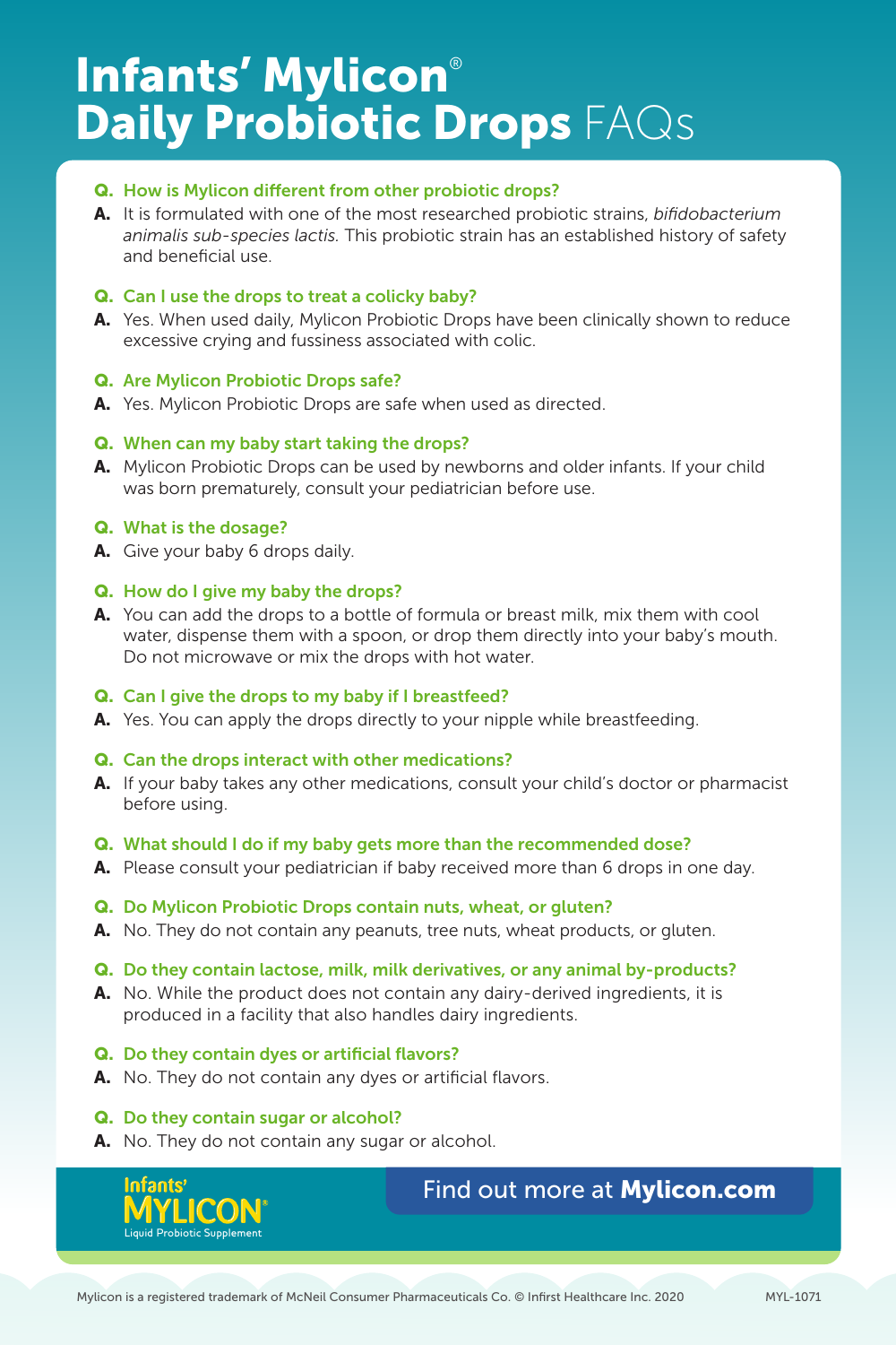# Infants' Mylicon® Daily Probiotic Drops FAQs

**Q. How is Mylicon different from other probiotic drops?**

**A.** It is formulated with one of the most researched probiotic strains, *bifidobacterium animalis sub-species lactis.* This probiotic strain has an established history of safety and beneficial use.

**Q. Can I use the drops to treat a colicky baby?**

**A.** Yes. When used daily, Mylicon Probiotic Drops have been clinically shown to reduce excessive crying and fussiness associated with colic.

**Q. Are Mylicon Probiotic Drops safe?**

**A.** Yes. Mylicon Probiotic Drops are safe when used as directed.

**Q. When can my baby start taking the drops?**

**A.** Mylicon Probiotic Drops can be used by newborns and older infants. If your child was born prematurely, consult your pediatrician before use.

**Q. What is the dosage?**

**A.** Give your baby 6 drops daily.

**Q. How do I give my baby the drops?**

**A.** You can add the drops to a bottle of formula or breast milk, mix them with cool water, dispense them with a spoon, or drop them directly into your baby's mouth. Do not microwave or mix the drops with hot water.

**Q. Can I give the drops to my baby if I breastfeed?**

**A.** Yes. You can apply the drops directly to your nipple while breastfeeding.

**Q. Can the drops interact with other medications?**

**A.** If your baby takes any other medications, consult your child's doctor or pharmacist before using.

**Q. What should I do if my baby gets more than the recommended dose?**

**A.** Please consult your pediatrician if baby received more than 6 drops in one day.

**Q. Do Mylicon Probiotic Drops contain nuts, wheat, or gluten?**

**A.** No. They do not contain any peanuts, tree nuts, wheat products, or gluten.

**Q. Do they contain lactose, milk, milk derivatives, or any animal by-products?**

**A.** No. While the product does not contain any dairy-derived ingredients, it is produced in a facility that also handles dairy ingredients.

**Q. Do they contain dyes or artificial flavors?**

**A.** No. They do not contain any dyes or artificial flavors.

**Q. Do they contain sugar or alcohol?**

**A.** No. They do not contain any sugar or alcohol.

Infants' MYLICON® Liquid Probiotic Supplement

Find out more at **Mylicon.com**

Mylicon is a registered trademark of McNeil Consumer Pharmaceuticals Co. © Infirst Healthcare Inc. 2020

MYL-1071